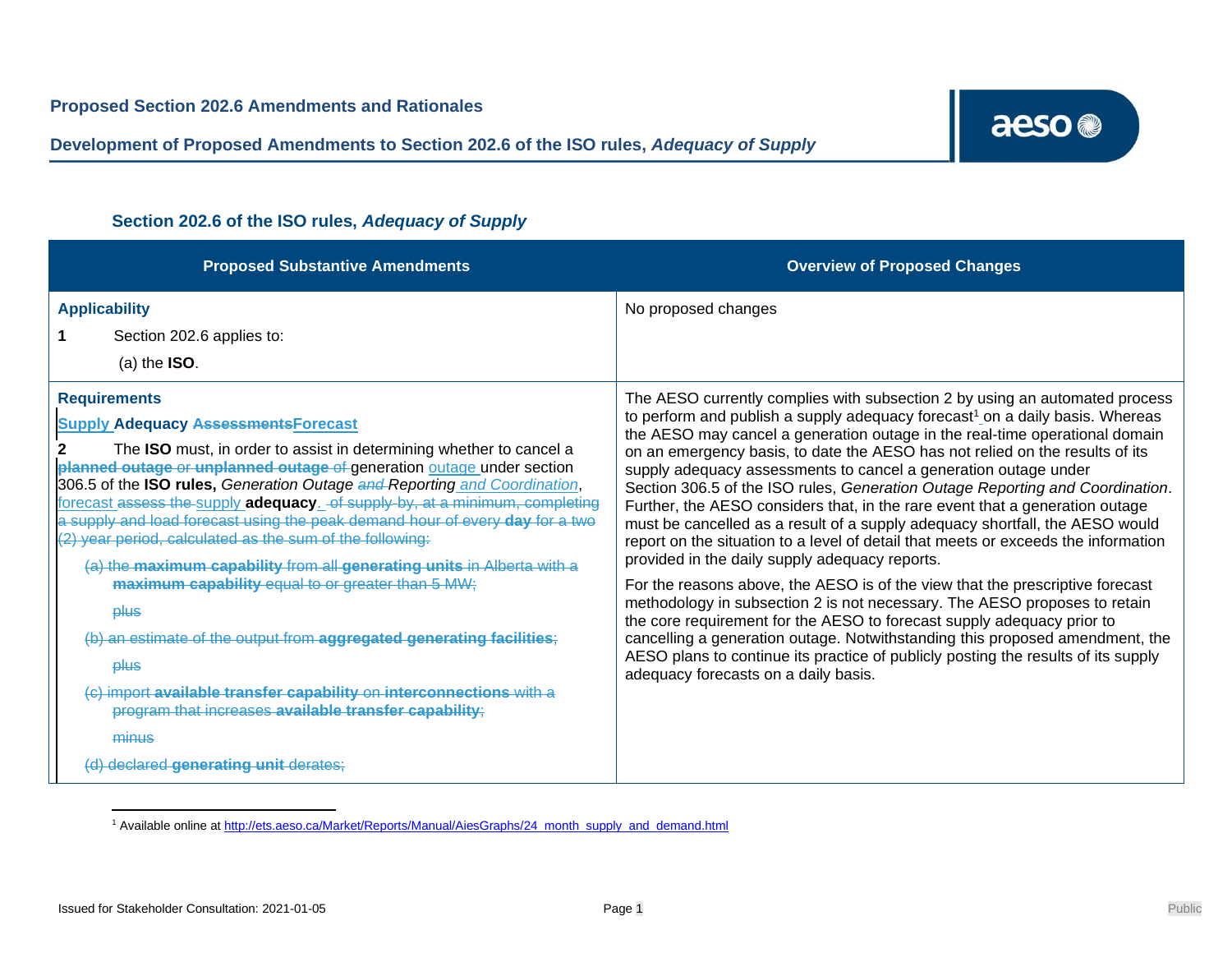**Proposed Section 202.6 Amendments and Rationales**

**Development of Proposed Amendments to Section 202.6 of the ISO rules, *Adequacy of Supply***

### Section 202.6 of the ISO rules, *Adequacy of Supply*

| Proposed Substantive Amendments | Overview of Proposed Changes |
|---|---|
| **Applicability**<br><br>**1** Section 202.6 applies to:<br><br>(a) the **ISO**. | No proposed changes |
| **Requirements**<br><br>Supply **Adequacy** ~~**Assessments**~~**Forecast**<br><br>**2** The **ISO** must, in order to assist in determining whether to cancel a ~~**planned outage** or **unplanned outage** of~~ generation outage under section 306.5 of the **ISO rules,** *Generation Outage ~~and~~ Reporting and Coordination*, forecast ~~assess the~~ supply **adequacy**. ~~of supply by, at a minimum, completing a supply and load forecast using the peak demand hour of every **day** for a two (2) year period, calculated as the sum of the following:~~<br><br>~~(a) the **maximum capability** from all **generating units** in Alberta with a **maximum capability** equal to or greater than 5 MW;~~<br><br>~~plus~~<br><br>~~(b) an estimate of the output from **aggregated generating facilities**;~~<br><br>~~plus~~<br><br>~~(c) import **available transfer capability** on **interconnections** with a program that increases **available transfer capability**;~~<br><br>~~minus~~<br><br>~~(d) declared **generating unit** derates;~~ | The AESO currently complies with subsection 2 by using an automated process to perform and publish a supply adequacy forecast[1] on a daily basis. Whereas the AESO may cancel a generation outage in the real-time operational domain on an emergency basis, to date the AESO has not relied on the results of its supply adequacy assessments to cancel a generation outage under Section 306.5 of the ISO rules, *Generation Outage Reporting and Coordination*. Further, the AESO considers that, in the rare event that a generation outage must be cancelled as a result of a supply adequacy shortfall, the AESO would report on the situation to a level of detail that meets or exceeds the information provided in the daily supply adequacy reports.<br><br>For the reasons above, the AESO is of the view that the prescriptive forecast methodology in subsection 2 is not necessary. The AESO proposes to retain the core requirement for the AESO to forecast supply adequacy prior to cancelling a generation outage. Notwithstanding this proposed amendment, the AESO plans to continue its practice of publicly posting the results of its supply adequacy forecasts on a daily basis. |

[1] Available online at http://ets.aeso.ca/Market/Reports/Manual/AiesGraphs/24_month_supply_and_demand.html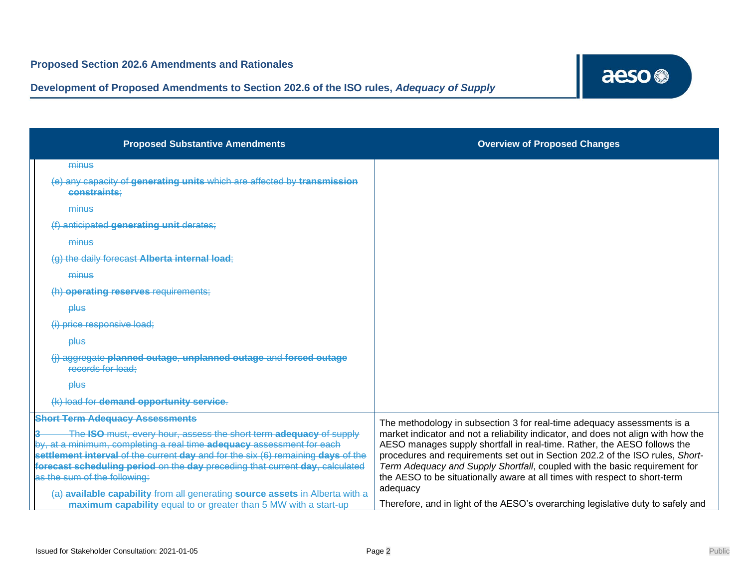| Proposed Substantive Amendments | Overview of Proposed Changes |
|---|---|
| ~~minus~~<br>~~(e) any capacity of **generating units** which are affected by **transmission constraints**;~~<br>~~minus~~<br>~~(f) anticipated **generating unit** derates;~~<br>~~minus~~<br>~~(g) the daily forecast **Alberta internal load**;~~<br>~~minus~~<br>~~(h) **operating reserves** requirements;~~<br>~~plus~~<br>~~(i) price responsive load;~~<br>~~plus~~<br>~~(j) aggregate **planned outage**, **unplanned outage** and **forced outage** records for load;~~<br>~~plus~~<br>~~(k) load for **demand opportunity service**.~~ | |
| ~~**Short Term Adequacy Assessments**~~<br>~~**3** The **ISO** must, every hour, assess the short term **adequacy** of supply by, at a minimum, completing a real time **adequacy** assessment for each **settlement interval** of the current **day** and for the six (6) remaining **days** of the **forecast scheduling period** on the **day** preceding that current **day**, calculated as the sum of the following:~~<br>~~(a) **available capability** from all generating **source assets** in Alberta with a **maximum capability** equal to or greater than 5 MW with a start-up~~ | The methodology in subsection 3 for real-time adequacy assessments is a market indicator and not a reliability indicator, and does not align with how the AESO manages supply shortfall in real-time. Rather, the AESO follows the procedures and requirements set out in Section 202.2 of the ISO rules, *Short-Term Adequacy and Supply Shortfall*, coupled with the basic requirement for the AESO to be situationally aware at all times with respect to short-term adequacy<br><br>Therefore, and in light of the AESO's overarching legislative duty to safely and |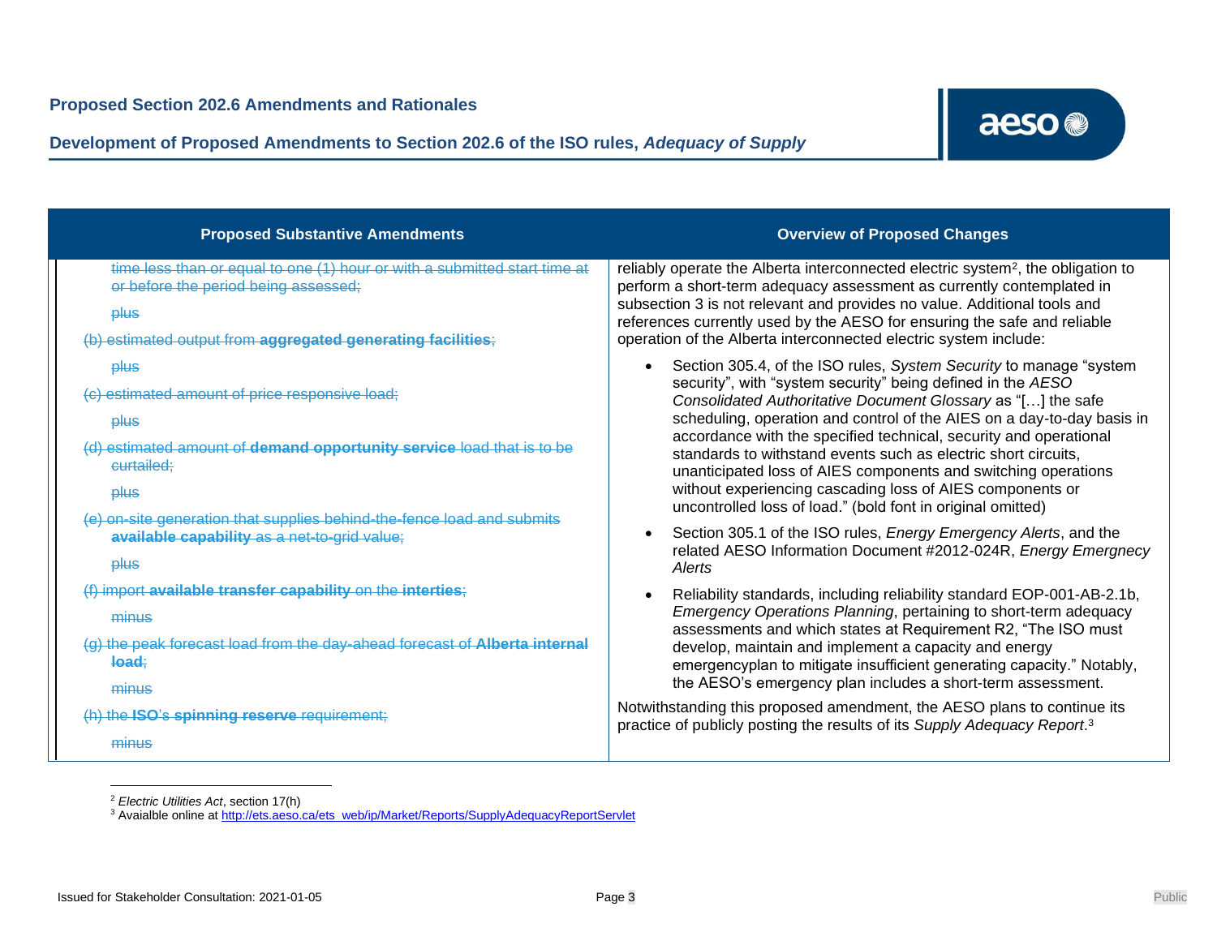| Proposed Substantive Amendments | Overview of Proposed Changes |
|---|---|
| ~~time less than or equal to one (1) hour or with a submitted start time at or before the period being assessed;~~<br><br>~~plus~~<br><br>~~(b) estimated output from **aggregated generating facilities**;~~<br><br>~~plus~~<br><br>~~(c) estimated amount of price responsive load;~~<br><br>~~plus~~<br><br>~~(d) estimated amount of **demand opportunity service** load that is to be curtailed;~~<br><br>~~plus~~<br><br>~~(e) on-site generation that supplies behind-the-fence load and submits **available capability** as a net-to-grid value;~~<br><br>~~plus~~<br><br>~~(f) import **available transfer capability** on the **interties**;~~<br><br>~~minus~~<br><br>~~(g) the peak forecast load from the day-ahead forecast of **Alberta internal load**;~~<br><br>~~minus~~<br><br>~~(h) the **ISO**'s **spinning reserve** requirement;~~<br><br>~~minus~~ | reliably operate the Alberta interconnected electric system[2], the obligation to perform a short-term adequacy assessment as currently contemplated in subsection 3 is not relevant and provides no value. Additional tools and references currently used by the AESO for ensuring the safe and reliable operation of the Alberta interconnected electric system include:<br><br>• Section 305.4, of the ISO rules, *System Security* to manage "system security", with "system security" being defined in the *AESO Consolidated Authoritative Document Glossary* as "[…] the safe scheduling, operation and control of the AIES on a day-to-day basis in accordance with the specified technical, security and operational standards to withstand events such as electric short circuits, unanticipated loss of AIES components and switching operations without experiencing cascading loss of AIES components or uncontrolled loss of load." (bold font in original omitted)<br><br>• Section 305.1 of the ISO rules, *Energy Emergency Alerts*, and the related AESO Information Document #2012-024R, *Energy Emergnecy Alerts*<br><br>• Reliability standards, including reliability standard EOP-001-AB-2.1b, *Emergency Operations Planning*, pertaining to short-term adequacy assessments and which states at Requirement R2, "The ISO must develop, maintain and implement a capacity and energy emergencyplan to mitigate insufficient generating capacity." Notably, the AESO's emergency plan includes a short-term assessment.<br><br>Notwithstanding this proposed amendment, the AESO plans to continue its practice of publicly posting the results of its *Supply Adequacy Report*.[3] |

[2] *Electric Utilities Act*, section 17(h)

[3] Avaialble online at http://ets.aeso.ca/ets_web/ip/Market/Reports/SupplyAdequacyReportServlet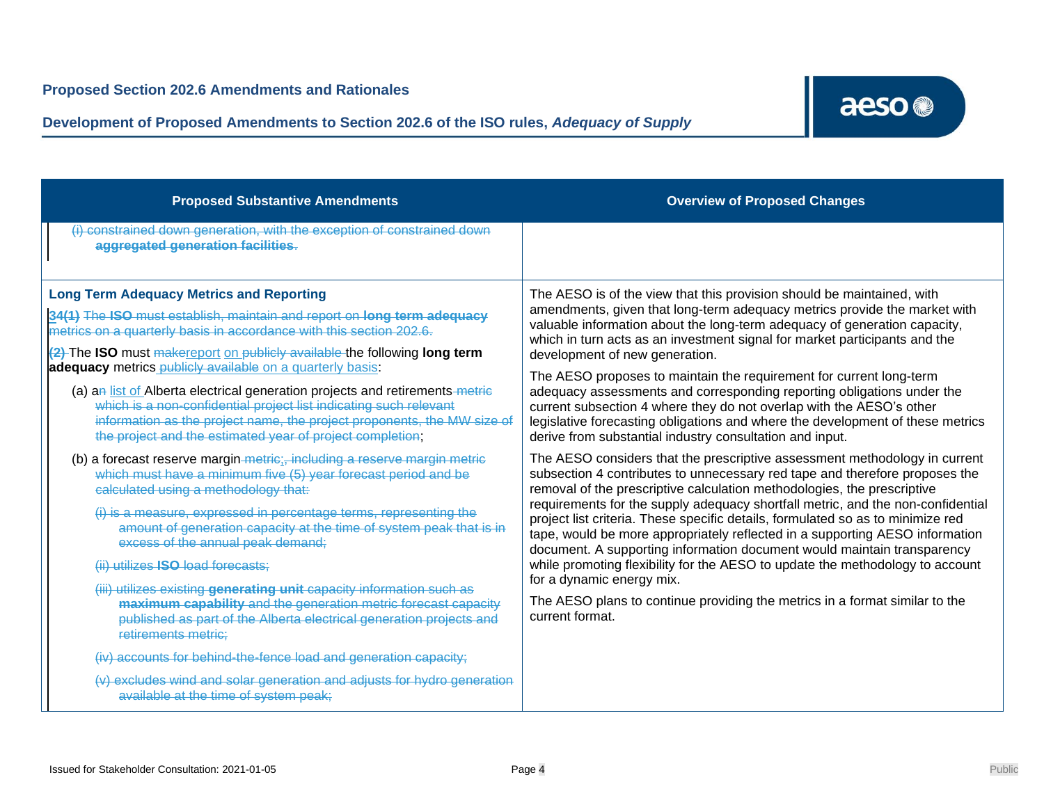| Proposed Substantive Amendments | Overview of Proposed Changes |
|---|---|
| ~~(i) constrained down generation, with the exception of constrained down **aggregated generation facilities**.~~ | |
| **Long Term Adequacy Metrics and Reporting**<br><br>**34(1)** ~~The **ISO** must establish, maintain and report on **long term adequacy** metrics on a quarterly basis in accordance with this section 202.6.~~<br><br>~~**(2)**~~ The **ISO** must ~~make~~report on ~~publicly available~~ the following **long term adequacy** metrics ~~publicly available~~ on a quarterly basis:<br><br>(a) a~~n~~ list of Alberta electrical generation projects and retirements ~~metric which is a non-confidential project list indicating such relevant information as the project name, the project proponents, the MW size of the project and the estimated year of project completion~~;<br><br>(b) a forecast reserve margin ~~metric;, including a reserve margin metric which must have a minimum five (5) year forecast period and be calculated using a methodology that:~~<br><br>~~(i) is a measure, expressed in percentage terms, representing the amount of generation capacity at the time of system peak that is in excess of the annual peak demand;~~<br><br>~~(ii) utilizes **ISO** load forecasts;~~<br><br>~~(iii) utilizes existing **generating unit** capacity information such as **maximum capability** and the generation metric forecast capacity published as part of the Alberta electrical generation projects and retirements metric;~~<br><br>~~(iv) accounts for behind-the-fence load and generation capacity;~~<br><br>~~(v) excludes wind and solar generation and adjusts for hydro generation available at the time of system peak;~~ | The AESO is of the view that this provision should be maintained, with amendments, given that long-term adequacy metrics provide the market with valuable information about the long-term adequacy of generation capacity, which in turn acts as an investment signal for market participants and the development of new generation.<br><br>The AESO proposes to maintain the requirement for current long-term adequacy assessments and corresponding reporting obligations under the current subsection 4 where they do not overlap with the AESO's other legislative forecasting obligations and where the development of these metrics derive from substantial industry consultation and input.<br><br>The AESO considers that the prescriptive assessment methodology in current subsection 4 contributes to unnecessary red tape and therefore proposes the removal of the prescriptive calculation methodologies, the prescriptive requirements for the supply adequacy shortfall metric, and the non-confidential project list criteria. These specific details, formulated so as to minimize red tape, would be more appropriately reflected in a supporting AESO information document. A supporting information document would maintain transparency while promoting flexibility for the AESO to update the methodology to account for a dynamic energy mix.<br><br>The AESO plans to continue providing the metrics in a format similar to the current format. |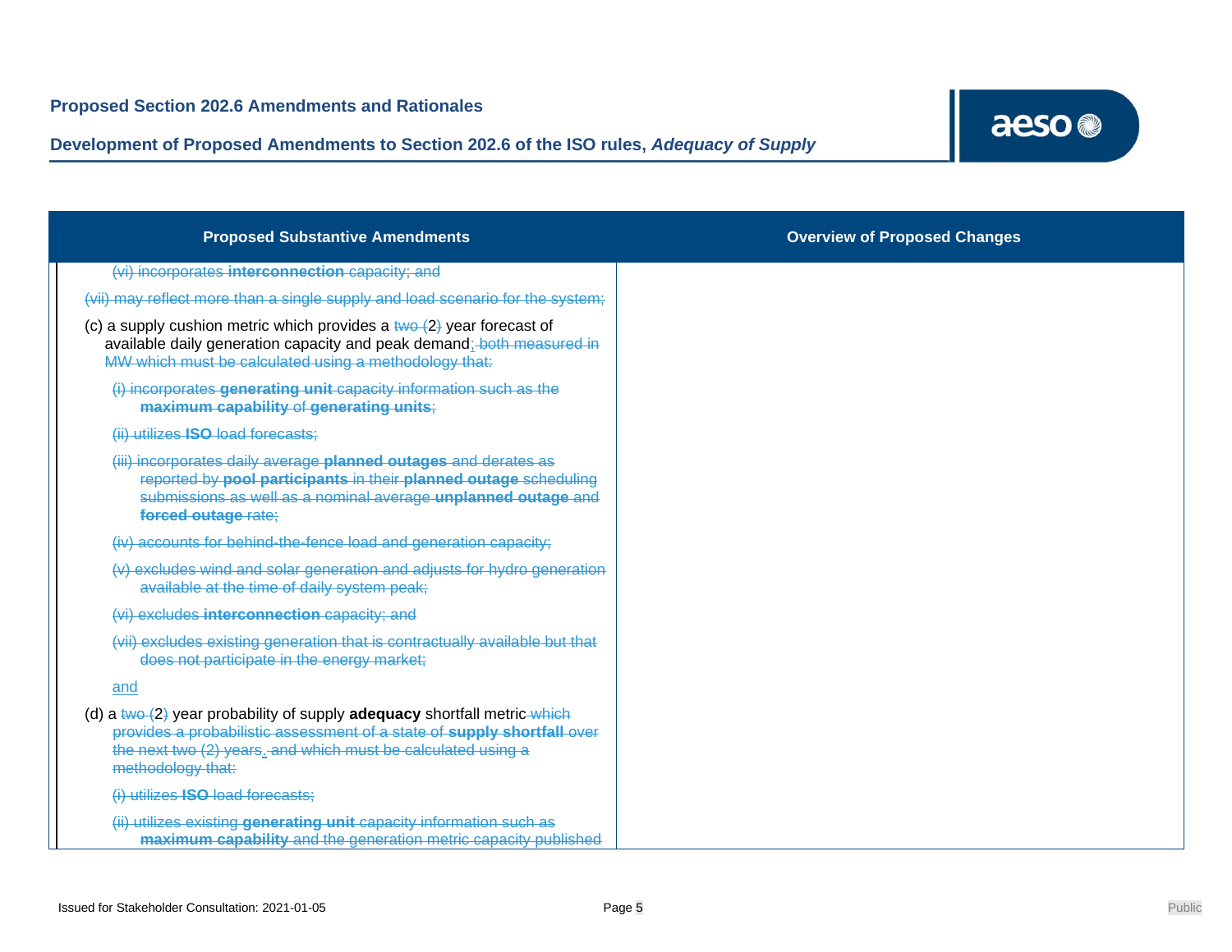| Proposed Substantive Amendments | Overview of Proposed Changes |
|---|---|
| ~~(vi) incorporates **interconnection** capacity; and~~<br><br>~~(vii) may reflect more than a single supply and load scenario for the system;~~<br><br>(c) a supply cushion metric which provides a ~~two (~~2~~)~~ year forecast of available daily generation capacity and peak demand~~; both measured in MW which must be calculated using a methodology that:~~<br><br>~~(i) incorporates **generating unit** capacity information such as the **maximum capability** of **generating units**;~~<br><br>~~(ii) utilizes **ISO** load forecasts;~~<br><br>~~(iii) incorporates daily average **planned outages** and derates as reported by **pool participants** in their **planned outage** scheduling submissions as well as a nominal average **unplanned outage** and **forced outage** rate;~~<br><br>~~(iv) accounts for behind-the-fence load and generation capacity;~~<br><br>~~(v) excludes wind and solar generation and adjusts for hydro generation available at the time of daily system peak;~~<br><br>~~(vi) excludes **interconnection** capacity; and~~<br><br>~~(vii) excludes existing generation that is contractually available but that does not participate in the energy market;~~<br><br>and<br><br>(d) a ~~two (~~2~~)~~ year probability of supply **adequacy** shortfall metric~~ which provides a probabilistic assessment of a state of **supply shortfall** over the next two (2) years~~.~~ and which must be calculated using a methodology that:~~<br><br>~~(i) utilizes **ISO** load forecasts;~~<br><br>~~(ii) utilizes existing **generating unit** capacity information such as **maximum capability** and the generation metric capacity published~~ | |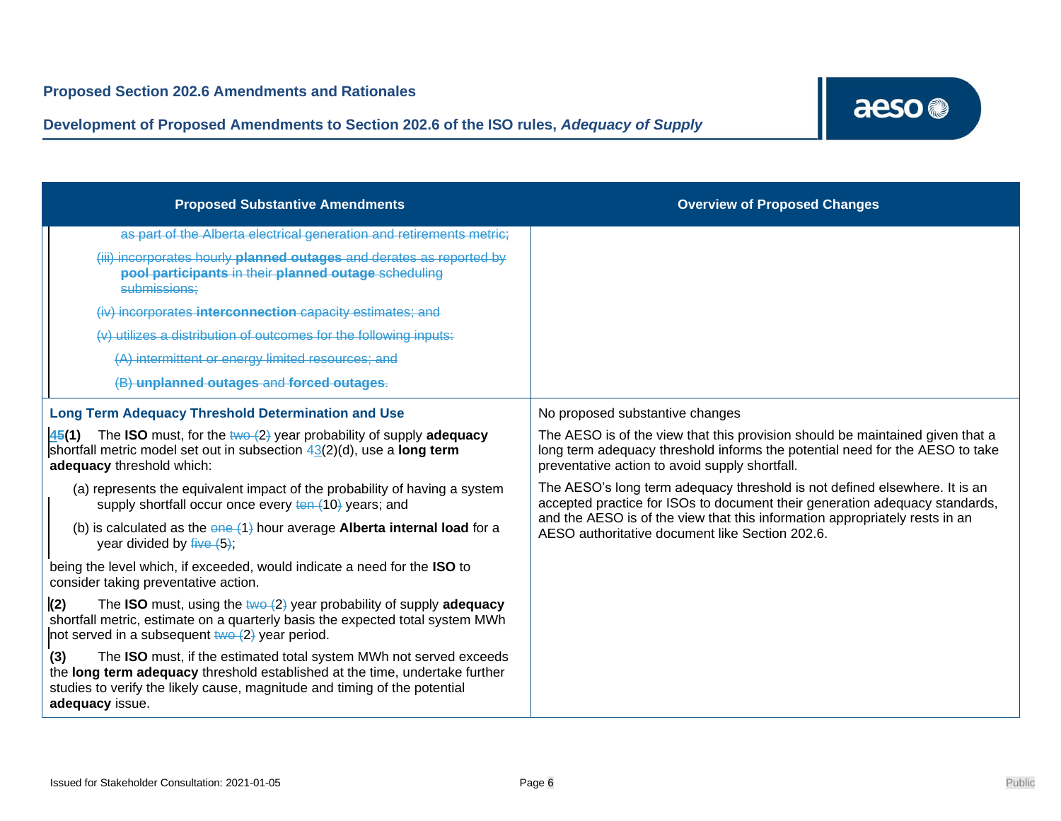| Proposed Substantive Amendments | Overview of Proposed Changes |
|---|---|
| ~~as part of the Alberta electrical generation and retirements metric;~~<br><br>~~(iii) incorporates hourly **planned outages** and derates as reported by **pool participants** in their **planned outage** scheduling submissions;~~<br><br>~~(iv) incorporates **interconnection** capacity estimates; and~~<br><br>~~(v) utilizes a distribution of outcomes for the following inputs:~~<br><br>~~(A) intermittent or energy limited resources; and~~<br><br>~~(B) **unplanned outages** and **forced outages**.~~ | |
| **Long Term Adequacy Threshold Determination and Use**<br><br>~~4~~5**(1)** The **ISO** must, for the ~~two (~~2~~)~~ year probability of supply **adequacy** shortfall metric model set out in subsection ~~4~~3(2)(d), use a **long term adequacy** threshold which:<br><br>(a) represents the equivalent impact of the probability of having a system supply shortfall occur once every ~~ten (~~10~~)~~ years; and<br><br>(b) is calculated as the ~~one (~~1~~)~~ hour average **Alberta internal load** for a year divided by ~~five (~~5~~)~~;<br><br>being the level which, if exceeded, would indicate a need for the **ISO** to consider taking preventative action.<br><br>**(2)** The **ISO** must, using the ~~two (~~2~~)~~ year probability of supply **adequacy** shortfall metric, estimate on a quarterly basis the expected total system MWh not served in a subsequent ~~two (~~2~~)~~ year period.<br><br>**(3)** The **ISO** must, if the estimated total system MWh not served exceeds the **long term adequacy** threshold established at the time, undertake further studies to verify the likely cause, magnitude and timing of the potential **adequacy** issue. | No proposed substantive changes<br><br>The AESO is of the view that this provision should be maintained given that a long term adequacy threshold informs the potential need for the AESO to take preventative action to avoid supply shortfall.<br><br>The AESO's long term adequacy threshold is not defined elsewhere. It is an accepted practice for ISOs to document their generation adequacy standards, and the AESO is of the view that this information appropriately rests in an AESO authoritative document like Section 202.6. |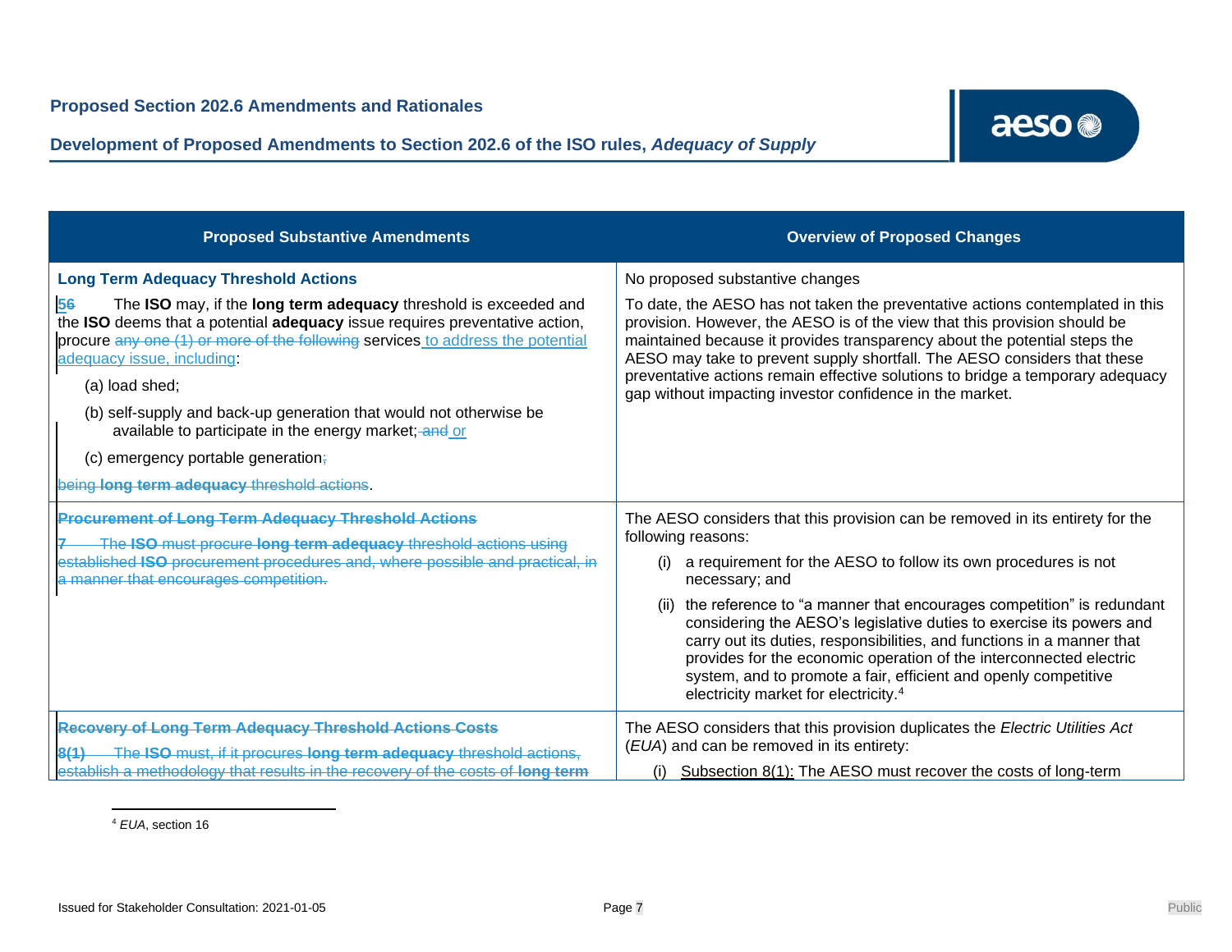| Proposed Substantive Amendments | Overview of Proposed Changes |
|---|---|
| **Long Term Adequacy Threshold Actions**<br><br>~~5~~6 The **ISO** may, if the **long term adequacy** threshold is exceeded and the **ISO** deems that a potential **adequacy** issue requires preventative action, procure ~~any one (1) or more of the following~~ services to address the potential adequacy issue, including:<br><br>(a) load shed;<br><br>(b) self-supply and back-up generation that would not otherwise be available to participate in the energy market; ~~and~~ or<br><br>(c) emergency portable generation~~;~~<br><br>~~being **long term adequacy** threshold actions~~. | No proposed substantive changes<br><br>To date, the AESO has not taken the preventative actions contemplated in this provision. However, the AESO is of the view that this provision should be maintained because it provides transparency about the potential steps the AESO may take to prevent supply shortfall. The AESO considers that these preventative actions remain effective solutions to bridge a temporary adequacy gap without impacting investor confidence in the market. |
| ~~**Procurement of Long Term Adequacy Threshold Actions**~~<br><br>~~7 The **ISO** must procure **long term adequacy** threshold actions using established **ISO** procurement procedures and, where possible and practical, in a manner that encourages competition.~~ | The AESO considers that this provision can be removed in its entirety for the following reasons:<br><br>(i) a requirement for the AESO to follow its own procedures is not necessary; and<br><br>(ii) the reference to "a manner that encourages competition" is redundant considering the AESO's legislative duties to exercise its powers and carry out its duties, responsibilities, and functions in a manner that provides for the economic operation of the interconnected electric system, and to promote a fair, efficient and openly competitive electricity market for electricity.[4] |
| ~~**Recovery of Long Term Adequacy Threshold Actions Costs**~~<br><br>~~8(1) The **ISO** must, if it procures **long term adequacy** threshold actions, establish a methodology that results in the recovery of the costs of **long term**~~ | The AESO considers that this provision duplicates the *Electric Utilities Act* (*EUA*) and can be removed in its entirety:<br><br>(i) Subsection 8(1): The AESO must recover the costs of long-term |

[4] *EUA*, section 16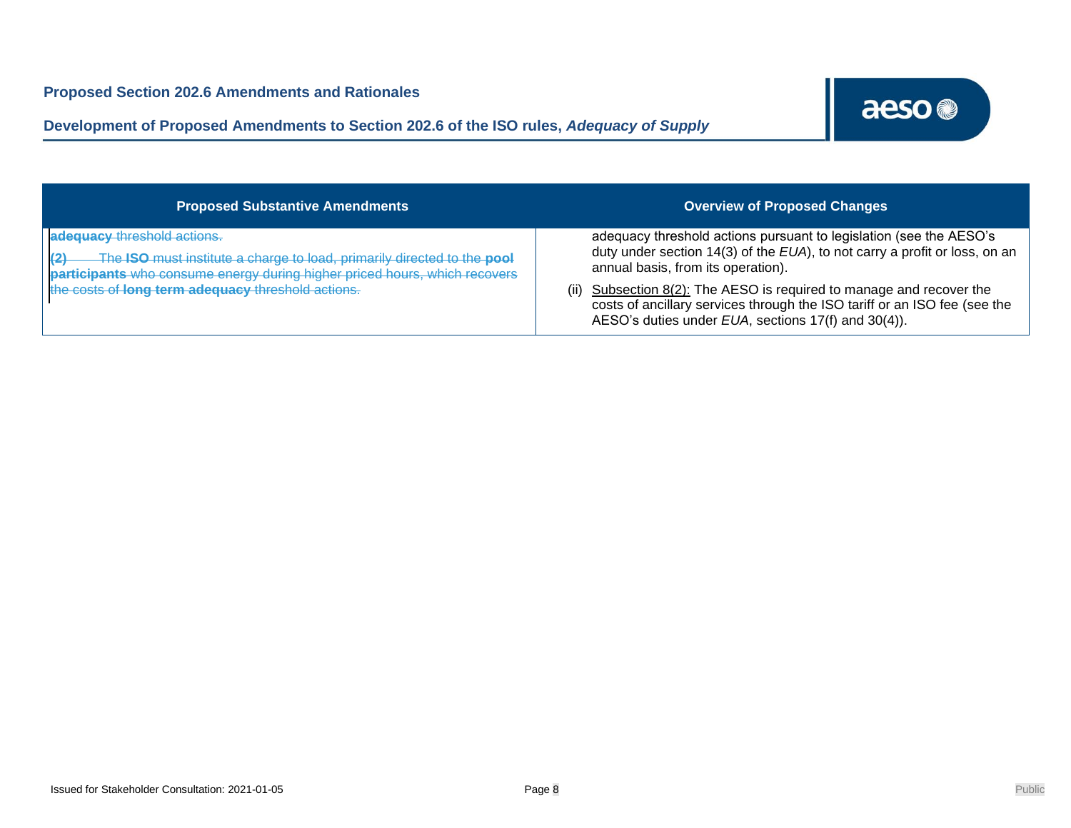| Proposed Substantive Amendments | Overview of Proposed Changes |
|---|---|
| ~~**adequacy** threshold actions.~~<br><br>~~**(2)** The **ISO** must institute a charge to load, primarily directed to the **pool participants** who consume energy during higher priced hours, which recovers the costs of **long term adequacy** threshold actions.~~ | adequacy threshold actions pursuant to legislation (see the AESO's duty under section 14(3) of the *EUA*), to not carry a profit or loss, on an annual basis, from its operation).<br><br>(ii) Subsection 8(2): The AESO is required to manage and recover the costs of ancillary services through the ISO tariff or an ISO fee (see the AESO's duties under *EUA*, sections 17(f) and 30(4)). |